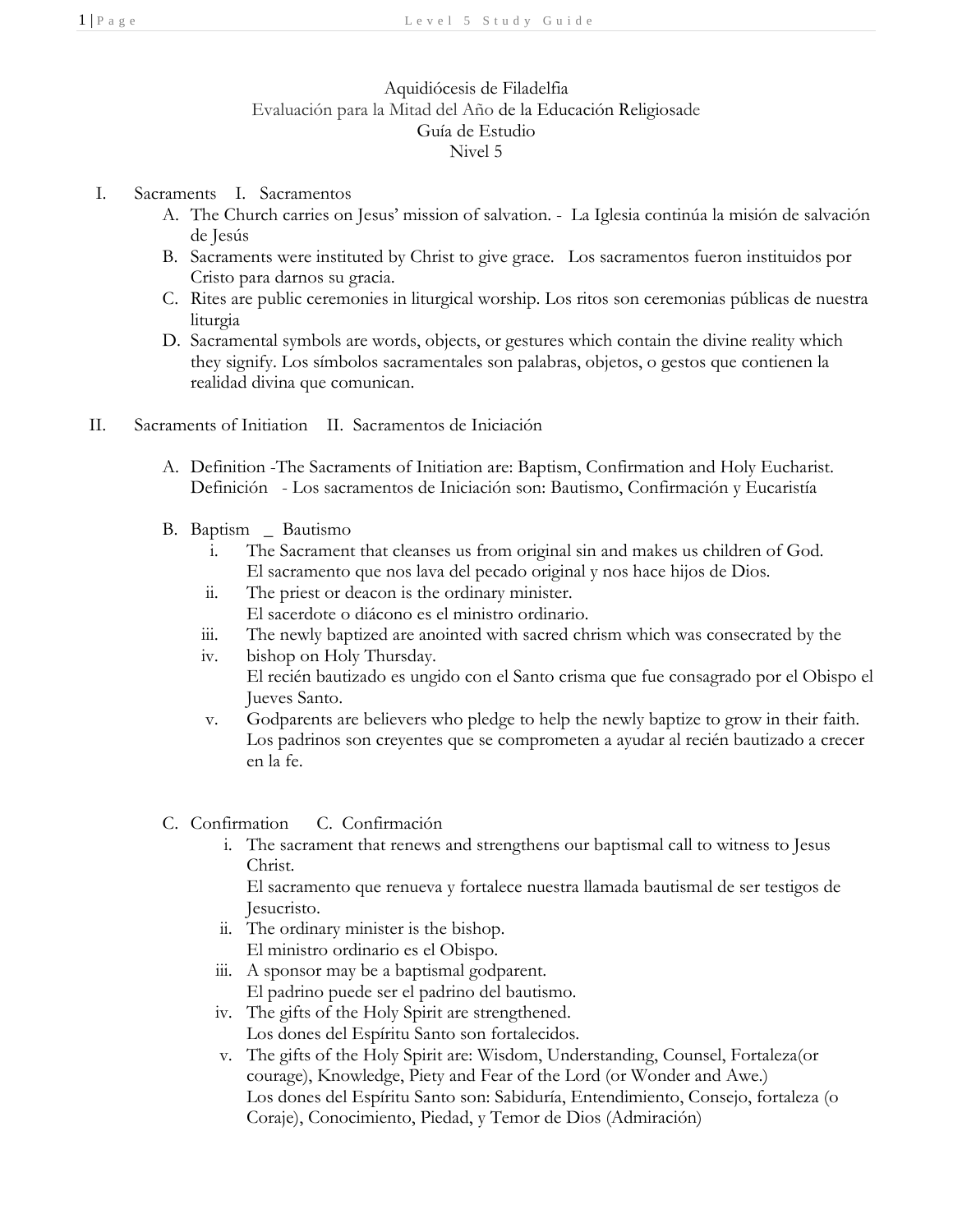Aquidiócesis de Filadelfia
Evaluación para la Mitad del Año de la Educación Religiosade
Guía de Estudio
Nivel 5

I. Sacraments I. Sacramentos

A. The Church carries on Jesus' mission of salvation. - La Iglesia continúa la misión de salvación de Jesús
B. Sacraments were instituted by Christ to give grace. Los sacramentos fueron instituidos por Cristo para darnos su gracia.
C. Rites are public ceremonies in liturgical worship. Los ritos son ceremonias públicas de nuestra liturgia
D. Sacramental symbols are words, objects, or gestures which contain the divine reality which they signify. Los símbolos sacramentales son palabras, objetos, o gestos que contienen la realidad divina que comunican.

II. Sacraments of Initiation II. Sacramentos de Iniciación

A. Definition -The Sacraments of Initiation are: Baptism, Confirmation and Holy Eucharist.
Definición - Los sacramentos de Iniciación son: Bautismo, Confirmación y Eucaristía

B. Baptism _ Bautismo
   i. The Sacrament that cleanses us from original sin and makes us children of God.
      El sacramento que nos lava del pecado original y nos hace hijos de Dios.
   ii. The priest or deacon is the ordinary minister.
      El sacerdote o diácono es el ministro ordinario.
   iii. The newly baptized are anointed with sacred chrism which was consecrated by the
   iv. bishop on Holy Thursday.
      El recién bautizado es ungido con el Santo crisma que fue consagrado por el Obispo el Jueves Santo.
   v. Godparents are believers who pledge to help the newly baptize to grow in their faith.
      Los padrinos son creyentes que se comprometen a ayudar al recién bautizado a crecer en la fe.

C. Confirmation C. Confirmación
   i. The sacrament that renews and strengthens our baptismal call to witness to Jesus Christ.
      El sacramento que renueva y fortalece nuestra llamada bautismal de ser testigos de Jesucristo.
   ii. The ordinary minister is the bishop.
      El ministro ordinario es el Obispo.
   iii. A sponsor may be a baptismal godparent.
      El padrino puede ser el padrino del bautismo.
   iv. The gifts of the Holy Spirit are strengthened.
      Los dones del Espíritu Santo son fortalecidos.
   v. The gifts of the Holy Spirit are: Wisdom, Understanding, Counsel, Fortaleza(or courage), Knowledge, Piety and Fear of the Lord (or Wonder and Awe.)
      Los dones del Espíritu Santo son: Sabiduría, Entendimiento, Consejo, fortaleza (o Coraje), Conocimiento, Piedad, y Temor de Dios (Admiración)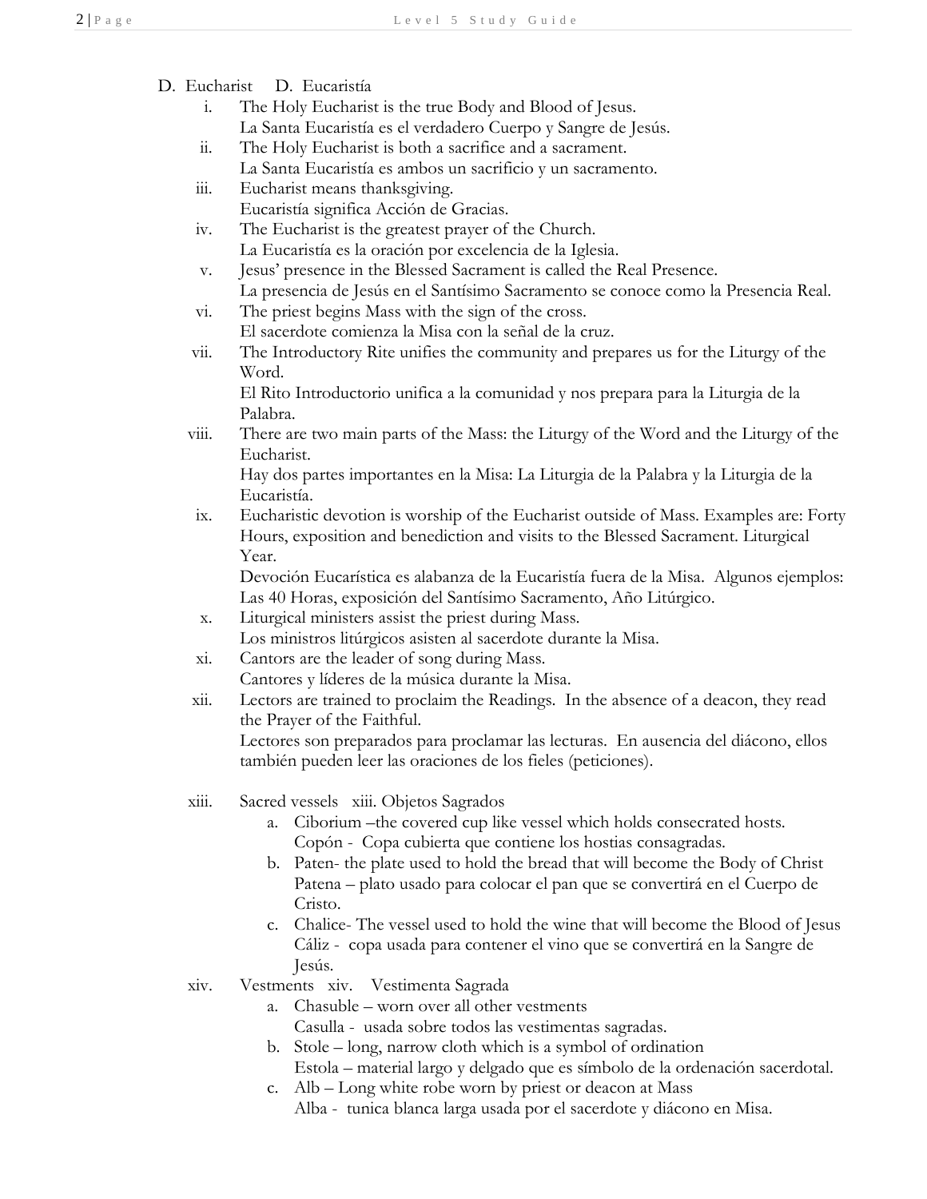D. Eucharist D. Eucaristía

i. The Holy Eucharist is the true Body and Blood of Jesus.
La Santa Eucaristía es el verdadero Cuerpo y Sangre de Jesús.

ii. The Holy Eucharist is both a sacrifice and a sacrament.
La Santa Eucaristía es ambos un sacrificio y un sacramento.

iii. Eucharist means thanksgiving.
Eucaristía significa Acción de Gracias.

iv. The Eucharist is the greatest prayer of the Church.
La Eucaristía es la oración por excelencia de la Iglesia.

v. Jesus' presence in the Blessed Sacrament is called the Real Presence.
La presencia de Jesús en el Santísimo Sacramento se conoce como la Presencia Real.

vi. The priest begins Mass with the sign of the cross.
El sacerdote comienza la Misa con la señal de la cruz.

vii. The Introductory Rite unifies the community and prepares us for the Liturgy of the Word.
El Rito Introductorio unifica a la comunidad y nos prepara para la Liturgia de la Palabra.

viii. There are two main parts of the Mass: the Liturgy of the Word and the Liturgy of the Eucharist.
Hay dos partes importantes en la Misa: La Liturgia de la Palabra y la Liturgia de la Eucaristía.

ix. Eucharistic devotion is worship of the Eucharist outside of Mass. Examples are: Forty Hours, exposition and benediction and visits to the Blessed Sacrament. Liturgical Year.
Devoción Eucarística es alabanza de la Eucaristía fuera de la Misa. Algunos ejemplos: Las 40 Horas, exposición del Santísimo Sacramento, Año Litúrgico.

x. Liturgical ministers assist the priest during Mass.
Los ministros litúrgicos asisten al sacerdote durante la Misa.

xi. Cantors are the leader of song during Mass.
Cantores y líderes de la música durante la Misa.

xii. Lectors are trained to proclaim the Readings. In the absence of a deacon, they read the Prayer of the Faithful.
Lectores son preparados para proclamar las lecturas. En ausencia del diácono, ellos también pueden leer las oraciones de los fieles (peticiones).

xiii. Sacred vessels xiii. Objetos Sagrados

a. Ciborium –the covered cup like vessel which holds consecrated hosts.
Copón - Copa cubierta que contiene los hostias consagradas.

b. Paten- the plate used to hold the bread that will become the Body of Christ
Patena – plato usado para colocar el pan que se convertirá en el Cuerpo de Cristo.

c. Chalice- The vessel used to hold the wine that will become the Blood of Jesus
Cáliz - copa usada para contener el vino que se convertirá en la Sangre de Jesús.

xiv. Vestments xiv. Vestimenta Sagrada

a. Chasuble – worn over all other vestments
Casulla - usada sobre todos las vestimentas sagradas.

b. Stole – long, narrow cloth which is a symbol of ordination
Estola – material largo y delgado que es símbolo de la ordenación sacerdotal.

c. Alb – Long white robe worn by priest or deacon at Mass
Alba - tunica blanca larga usada por el sacerdote y diácono en Misa.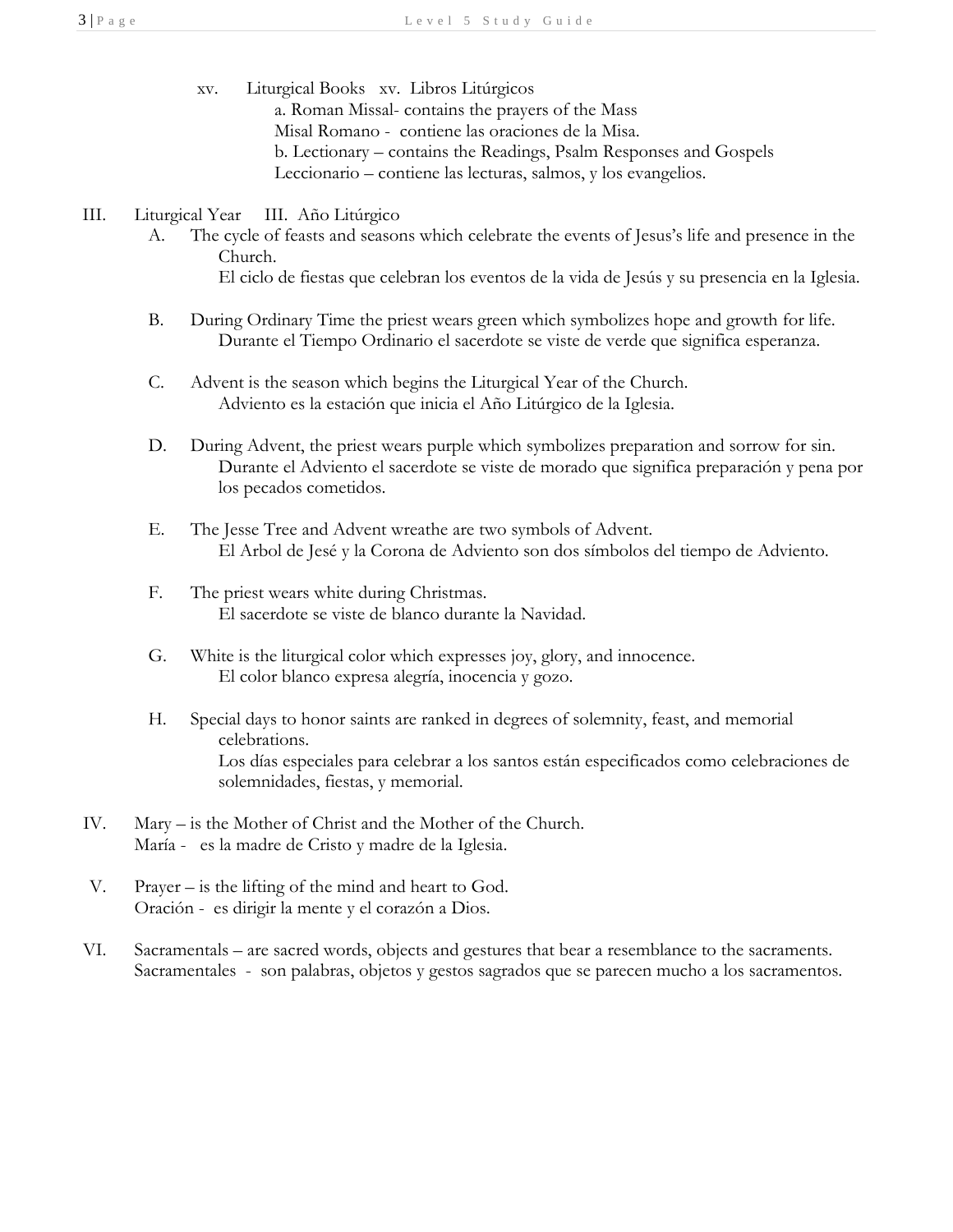xv. Liturgical Books xv. Libros Litúrgicos

a. Roman Missal- contains the prayers of the Mass
Misal Romano - contiene las oraciones de la Misa.

b. Lectionary – contains the Readings, Psalm Responses and Gospels
Leccionario – contiene las lecturas, salmos, y los evangelios.

III. Liturgical Year III. Año Litúrgico

A. The cycle of feasts and seasons which celebrate the events of Jesus's life and presence in the Church.
El ciclo de fiestas que celebran los eventos de la vida de Jesús y su presencia en la Iglesia.

B. During Ordinary Time the priest wears green which symbolizes hope and growth for life.
Durante el Tiempo Ordinario el sacerdote se viste de verde que significa esperanza.

C. Advent is the season which begins the Liturgical Year of the Church.
Adviento es la estación que inicia el Año Litúrgico de la Iglesia.

D. During Advent, the priest wears purple which symbolizes preparation and sorrow for sin.
Durante el Adviento el sacerdote se viste de morado que significa preparación y pena por los pecados cometidos.

E. The Jesse Tree and Advent wreathe are two symbols of Advent.
El Arbol de Jesé y la Corona de Adviento son dos símbolos del tiempo de Adviento.

F. The priest wears white during Christmas.
El sacerdote se viste de blanco durante la Navidad.

G. White is the liturgical color which expresses joy, glory, and innocence.
El color blanco expresa alegría, inocencia y gozo.

H. Special days to honor saints are ranked in degrees of solemnity, feast, and memorial celebrations.
Los días especiales para celebrar a los santos están especificados como celebraciones de solemnidades, fiestas, y memorial.

IV. Mary – is the Mother of Christ and the Mother of the Church.
María - es la madre de Cristo y madre de la Iglesia.

V. Prayer – is the lifting of the mind and heart to God.
Oración - es dirigir la mente y el corazón a Dios.

VI. Sacramentals – are sacred words, objects and gestures that bear a resemblance to the sacraments.
Sacramentales - son palabras, objetos y gestos sagrados que se parecen mucho a los sacramentos.